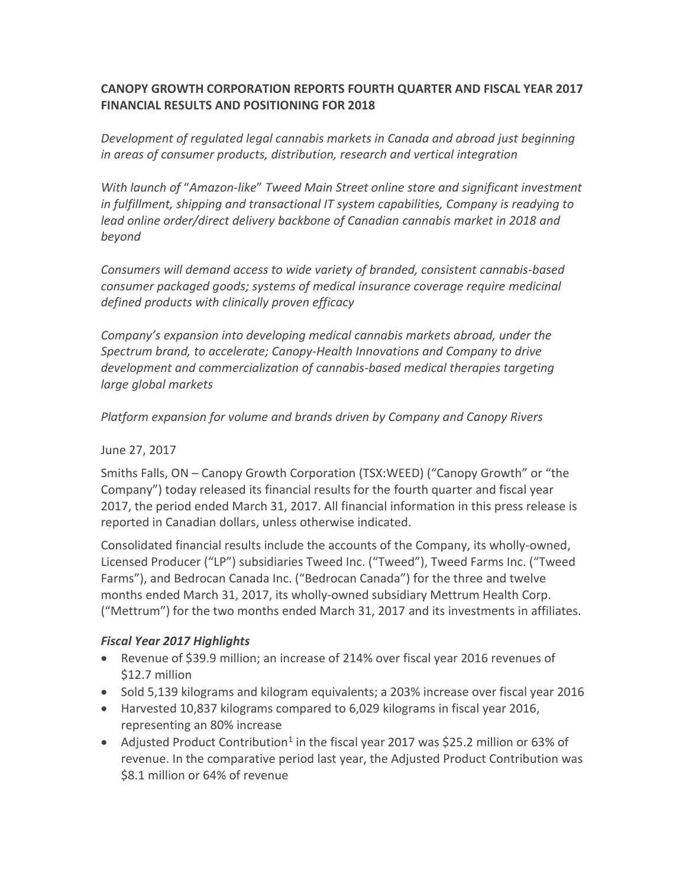# CANOPY GROWTH CORPORATION REPORTS FOURTH QUARTER AND FISCAL YEAR 2017 FINANCIAL RESULTS AND POSITIONING FOR 2018

*Development of regulated legal cannabis markets in Canada and abroad just beginning in areas of consumer products, distribution, research and vertical integration*

*With launch of "Amazon-like" Tweed Main Street online store and significant investment in fulfillment, shipping and transactional IT system capabilities, Company is readying to lead online order/direct delivery backbone of Canadian cannabis market in 2018 and beyond*

*Consumers will demand access to wide variety of branded, consistent cannabis-based consumer packaged goods; systems of medical insurance coverage require medicinal defined products with clinically proven efficacy*

*Company's expansion into developing medical cannabis markets abroad, under the Spectrum brand, to accelerate; Canopy-Health Innovations and Company to drive development and commercialization of cannabis-based medical therapies targeting large global markets*

*Platform expansion for volume and brands driven by Company and Canopy Rivers*

June 27, 2017

Smiths Falls, ON – Canopy Growth Corporation (TSX:WEED) ("Canopy Growth" or "the Company") today released its financial results for the fourth quarter and fiscal year 2017, the period ended March 31, 2017. All financial information in this press release is reported in Canadian dollars, unless otherwise indicated.

Consolidated financial results include the accounts of the Company, its wholly-owned, Licensed Producer ("LP") subsidiaries Tweed Inc. ("Tweed"), Tweed Farms Inc. ("Tweed Farms"), and Bedrocan Canada Inc. ("Bedrocan Canada") for the three and twelve months ended March 31, 2017, its wholly-owned subsidiary Mettrum Health Corp. ("Mettrum") for the two months ended March 31, 2017 and its investments in affiliates.

### *Fiscal Year 2017 Highlights*

- Revenue of $39.9 million; an increase of 214% over fiscal year 2016 revenues of $12.7 million
- Sold 5,139 kilograms and kilogram equivalents; a 203% increase over fiscal year 2016
- Harvested 10,837 kilograms compared to 6,029 kilograms in fiscal year 2016, representing an 80% increase
- Adjusted Product Contribution[1] in the fiscal year 2017 was $25.2 million or 63% of revenue. In the comparative period last year, the Adjusted Product Contribution was $8.1 million or 64% of revenue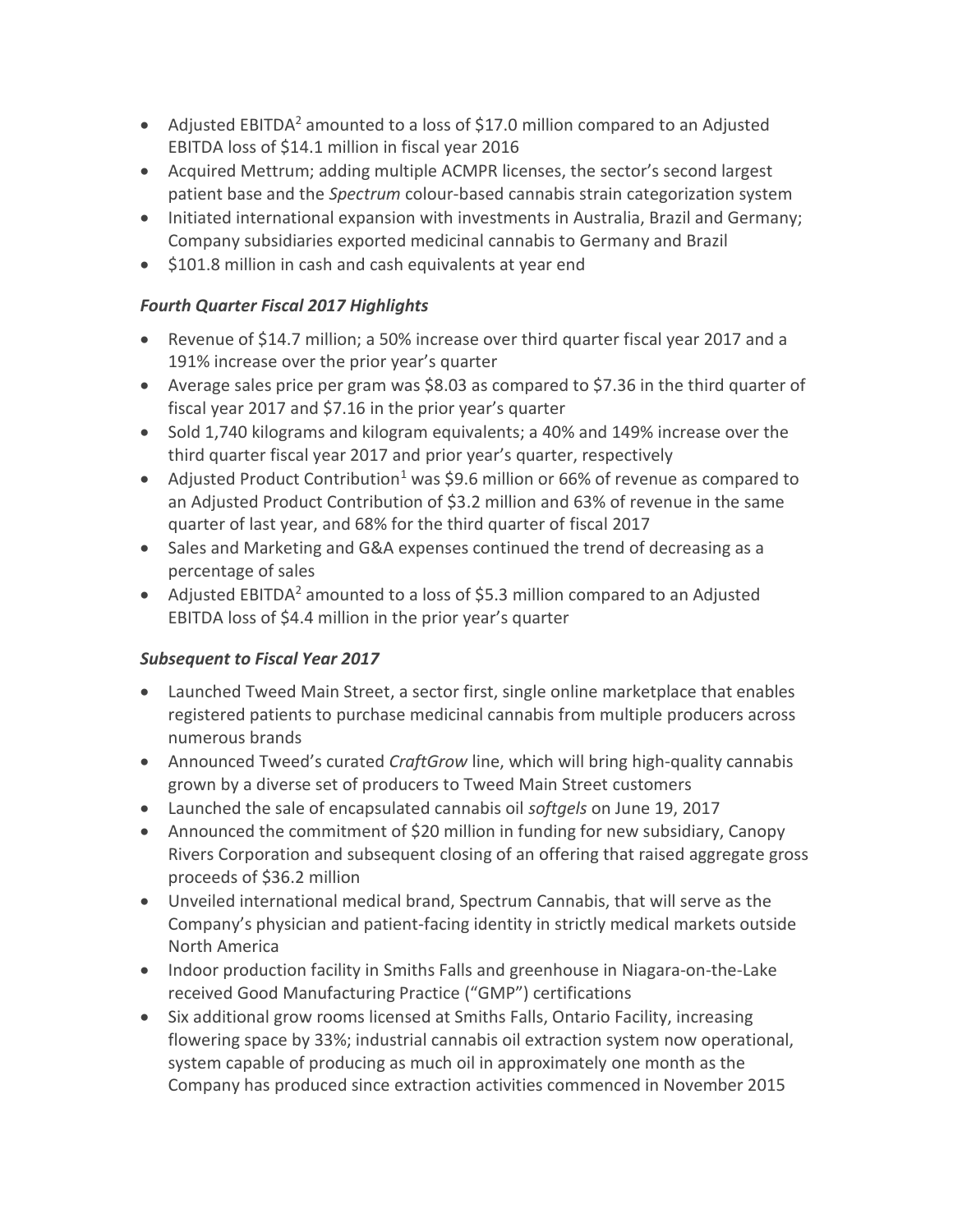- Adjusted EBITDA[2] amounted to a loss of $17.0 million compared to an Adjusted EBITDA loss of $14.1 million in fiscal year 2016
- Acquired Mettrum; adding multiple ACMPR licenses, the sector's second largest patient base and the *Spectrum* colour-based cannabis strain categorization system
- Initiated international expansion with investments in Australia, Brazil and Germany; Company subsidiaries exported medicinal cannabis to Germany and Brazil
- $101.8 million in cash and cash equivalents at year end

### *Fourth Quarter Fiscal 2017 Highlights*

- Revenue of $14.7 million; a 50% increase over third quarter fiscal year 2017 and a 191% increase over the prior year's quarter
- Average sales price per gram was $8.03 as compared to $7.36 in the third quarter of fiscal year 2017 and $7.16 in the prior year's quarter
- Sold 1,740 kilograms and kilogram equivalents; a 40% and 149% increase over the third quarter fiscal year 2017 and prior year's quarter, respectively
- Adjusted Product Contribution[1] was $9.6 million or 66% of revenue as compared to an Adjusted Product Contribution of $3.2 million and 63% of revenue in the same quarter of last year, and 68% for the third quarter of fiscal 2017
- Sales and Marketing and G&A expenses continued the trend of decreasing as a percentage of sales
- Adjusted EBITDA[2] amounted to a loss of $5.3 million compared to an Adjusted EBITDA loss of $4.4 million in the prior year's quarter

### *Subsequent to Fiscal Year 2017*

- Launched Tweed Main Street, a sector first, single online marketplace that enables registered patients to purchase medicinal cannabis from multiple producers across numerous brands
- Announced Tweed's curated *CraftGrow* line, which will bring high-quality cannabis grown by a diverse set of producers to Tweed Main Street customers
- Launched the sale of encapsulated cannabis oil *softgels* on June 19, 2017
- Announced the commitment of $20 million in funding for new subsidiary, Canopy Rivers Corporation and subsequent closing of an offering that raised aggregate gross proceeds of $36.2 million
- Unveiled international medical brand, Spectrum Cannabis, that will serve as the Company's physician and patient-facing identity in strictly medical markets outside North America
- Indoor production facility in Smiths Falls and greenhouse in Niagara-on-the-Lake received Good Manufacturing Practice ("GMP") certifications
- Six additional grow rooms licensed at Smiths Falls, Ontario Facility, increasing flowering space by 33%; industrial cannabis oil extraction system now operational, system capable of producing as much oil in approximately one month as the Company has produced since extraction activities commenced in November 2015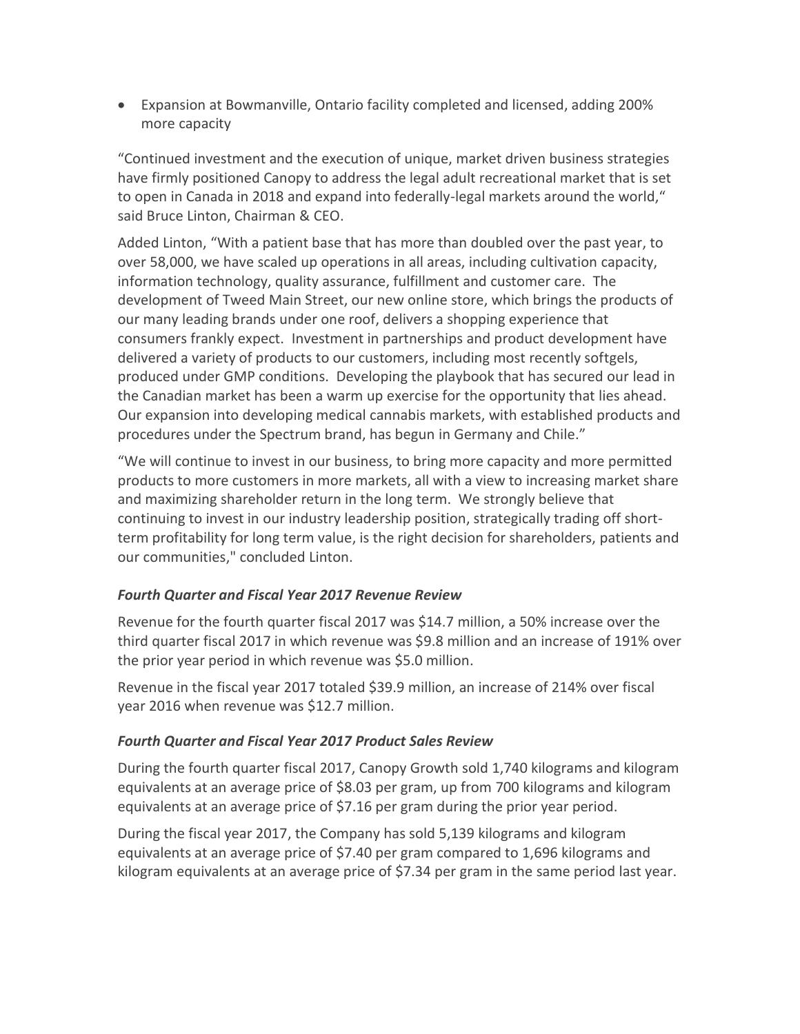- Expansion at Bowmanville, Ontario facility completed and licensed, adding 200% more capacity

“Continued investment and the execution of unique, market driven business strategies have firmly positioned Canopy to address the legal adult recreational market that is set to open in Canada in 2018 and expand into federally-legal markets around the world,“ said Bruce Linton, Chairman & CEO.

Added Linton, “With a patient base that has more than doubled over the past year, to over 58,000, we have scaled up operations in all areas, including cultivation capacity, information technology, quality assurance, fulfillment and customer care. The development of Tweed Main Street, our new online store, which brings the products of our many leading brands under one roof, delivers a shopping experience that consumers frankly expect. Investment in partnerships and product development have delivered a variety of products to our customers, including most recently softgels, produced under GMP conditions. Developing the playbook that has secured our lead in the Canadian market has been a warm up exercise for the opportunity that lies ahead. Our expansion into developing medical cannabis markets, with established products and procedures under the Spectrum brand, has begun in Germany and Chile.”

“We will continue to invest in our business, to bring more capacity and more permitted products to more customers in more markets, all with a view to increasing market share and maximizing shareholder return in the long term. We strongly believe that continuing to invest in our industry leadership position, strategically trading off short-term profitability for long term value, is the right decision for shareholders, patients and our communities," concluded Linton.

### *Fourth Quarter and Fiscal Year 2017 Revenue Review*

Revenue for the fourth quarter fiscal 2017 was $14.7 million, a 50% increase over the third quarter fiscal 2017 in which revenue was $9.8 million and an increase of 191% over the prior year period in which revenue was $5.0 million.

Revenue in the fiscal year 2017 totaled $39.9 million, an increase of 214% over fiscal year 2016 when revenue was $12.7 million.

### *Fourth Quarter and Fiscal Year 2017 Product Sales Review*

During the fourth quarter fiscal 2017, Canopy Growth sold 1,740 kilograms and kilogram equivalents at an average price of $8.03 per gram, up from 700 kilograms and kilogram equivalents at an average price of $7.16 per gram during the prior year period.

During the fiscal year 2017, the Company has sold 5,139 kilograms and kilogram equivalents at an average price of $7.40 per gram compared to 1,696 kilograms and kilogram equivalents at an average price of $7.34 per gram in the same period last year.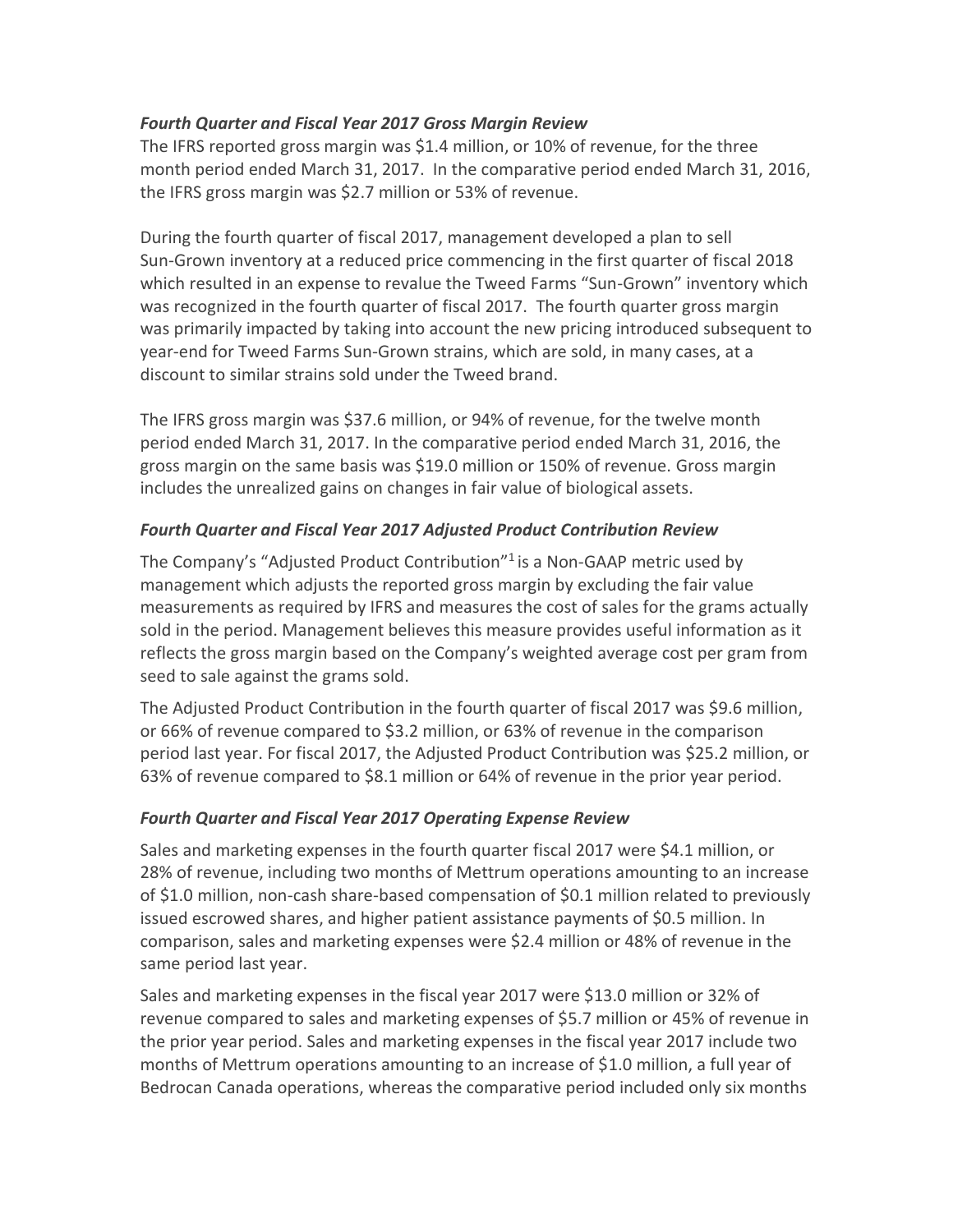### *Fourth Quarter and Fiscal Year 2017 Gross Margin Review*

The IFRS reported gross margin was $1.4 million, or 10% of revenue, for the three month period ended March 31, 2017. In the comparative period ended March 31, 2016, the IFRS gross margin was $2.7 million or 53% of revenue.

During the fourth quarter of fiscal 2017, management developed a plan to sell Sun-Grown inventory at a reduced price commencing in the first quarter of fiscal 2018 which resulted in an expense to revalue the Tweed Farms "Sun-Grown" inventory which was recognized in the fourth quarter of fiscal 2017. The fourth quarter gross margin was primarily impacted by taking into account the new pricing introduced subsequent to year-end for Tweed Farms Sun-Grown strains, which are sold, in many cases, at a discount to similar strains sold under the Tweed brand.

The IFRS gross margin was $37.6 million, or 94% of revenue, for the twelve month period ended March 31, 2017. In the comparative period ended March 31, 2016, the gross margin on the same basis was $19.0 million or 150% of revenue. Gross margin includes the unrealized gains on changes in fair value of biological assets.

### *Fourth Quarter and Fiscal Year 2017 Adjusted Product Contribution Review*

The Company's "Adjusted Product Contribution"[1] is a Non-GAAP metric used by management which adjusts the reported gross margin by excluding the fair value measurements as required by IFRS and measures the cost of sales for the grams actually sold in the period. Management believes this measure provides useful information as it reflects the gross margin based on the Company's weighted average cost per gram from seed to sale against the grams sold.

The Adjusted Product Contribution in the fourth quarter of fiscal 2017 was $9.6 million, or 66% of revenue compared to $3.2 million, or 63% of revenue in the comparison period last year. For fiscal 2017, the Adjusted Product Contribution was $25.2 million, or 63% of revenue compared to $8.1 million or 64% of revenue in the prior year period.

### *Fourth Quarter and Fiscal Year 2017 Operating Expense Review*

Sales and marketing expenses in the fourth quarter fiscal 2017 were $4.1 million, or 28% of revenue, including two months of Mettrum operations amounting to an increase of $1.0 million, non-cash share-based compensation of $0.1 million related to previously issued escrowed shares, and higher patient assistance payments of $0.5 million. In comparison, sales and marketing expenses were $2.4 million or 48% of revenue in the same period last year.

Sales and marketing expenses in the fiscal year 2017 were $13.0 million or 32% of revenue compared to sales and marketing expenses of $5.7 million or 45% of revenue in the prior year period. Sales and marketing expenses in the fiscal year 2017 include two months of Mettrum operations amounting to an increase of $1.0 million, a full year of Bedrocan Canada operations, whereas the comparative period included only six months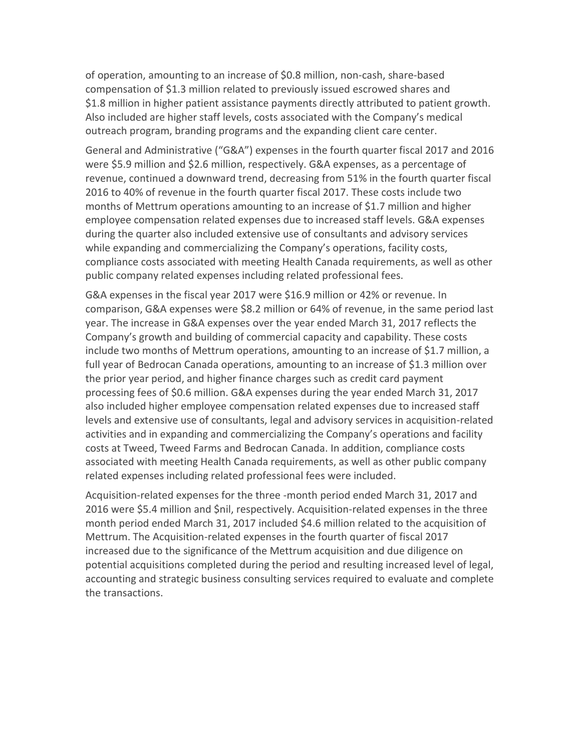of operation, amounting to an increase of $0.8 million, non-cash, share-based compensation of $1.3 million related to previously issued escrowed shares and $1.8 million in higher patient assistance payments directly attributed to patient growth. Also included are higher staff levels, costs associated with the Company's medical outreach program, branding programs and the expanding client care center.

General and Administrative ("G&A") expenses in the fourth quarter fiscal 2017 and 2016 were $5.9 million and $2.6 million, respectively. G&A expenses, as a percentage of revenue, continued a downward trend, decreasing from 51% in the fourth quarter fiscal 2016 to 40% of revenue in the fourth quarter fiscal 2017. These costs include two months of Mettrum operations amounting to an increase of $1.7 million and higher employee compensation related expenses due to increased staff levels. G&A expenses during the quarter also included extensive use of consultants and advisory services while expanding and commercializing the Company's operations, facility costs, compliance costs associated with meeting Health Canada requirements, as well as other public company related expenses including related professional fees.

G&A expenses in the fiscal year 2017 were $16.9 million or 42% or revenue. In comparison, G&A expenses were $8.2 million or 64% of revenue, in the same period last year. The increase in G&A expenses over the year ended March 31, 2017 reflects the Company's growth and building of commercial capacity and capability. These costs include two months of Mettrum operations, amounting to an increase of $1.7 million, a full year of Bedrocan Canada operations, amounting to an increase of $1.3 million over the prior year period, and higher finance charges such as credit card payment processing fees of $0.6 million. G&A expenses during the year ended March 31, 2017 also included higher employee compensation related expenses due to increased staff levels and extensive use of consultants, legal and advisory services in acquisition-related activities and in expanding and commercializing the Company's operations and facility costs at Tweed, Tweed Farms and Bedrocan Canada. In addition, compliance costs associated with meeting Health Canada requirements, as well as other public company related expenses including related professional fees were included.

Acquisition-related expenses for the three -month period ended March 31, 2017 and 2016 were $5.4 million and $nil, respectively. Acquisition-related expenses in the three month period ended March 31, 2017 included $4.6 million related to the acquisition of Mettrum. The Acquisition-related expenses in the fourth quarter of fiscal 2017 increased due to the significance of the Mettrum acquisition and due diligence on potential acquisitions completed during the period and resulting increased level of legal, accounting and strategic business consulting services required to evaluate and complete the transactions.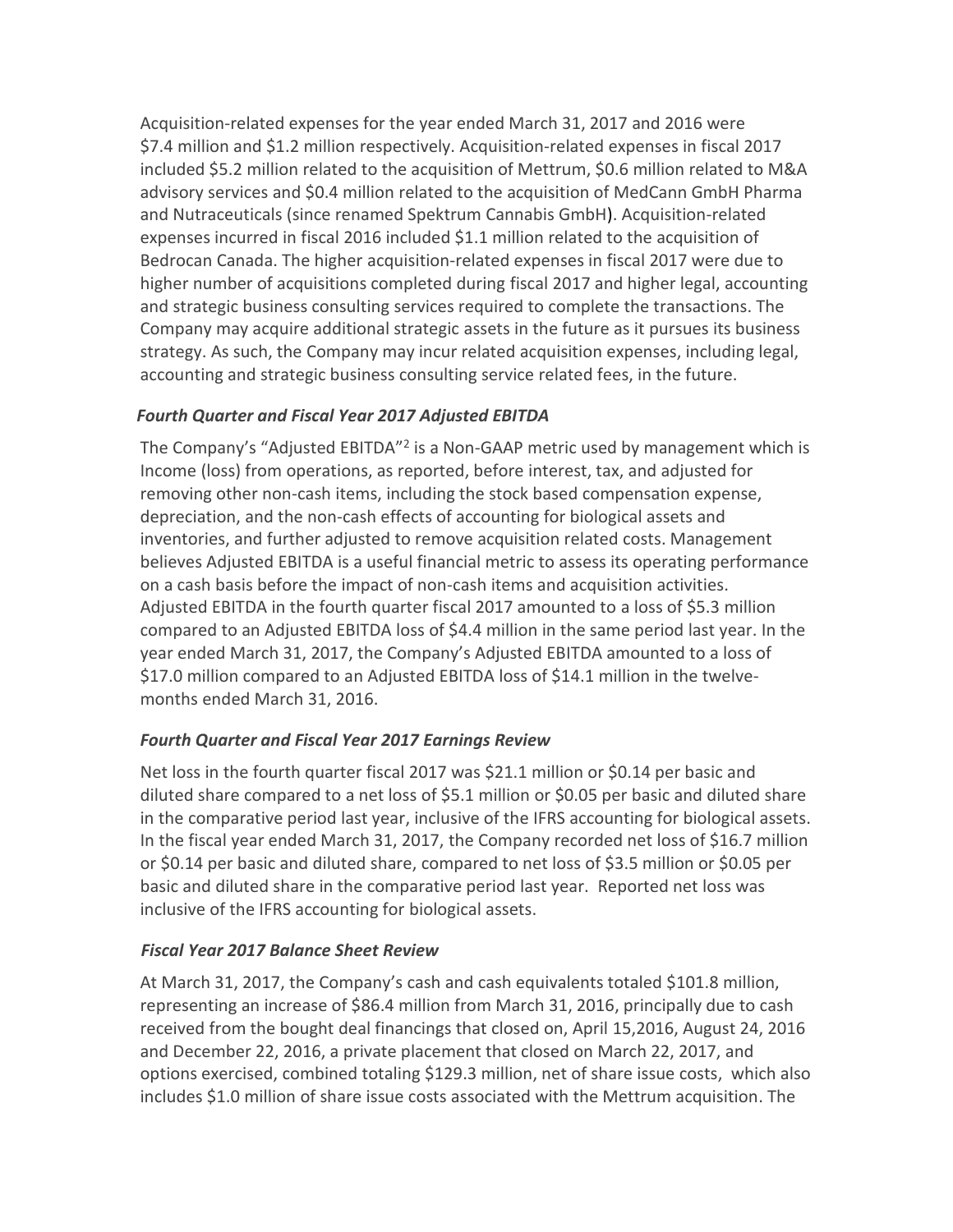Acquisition-related expenses for the year ended March 31, 2017 and 2016 were $7.4 million and $1.2 million respectively. Acquisition-related expenses in fiscal 2017 included $5.2 million related to the acquisition of Mettrum, $0.6 million related to M&A advisory services and $0.4 million related to the acquisition of MedCann GmbH Pharma and Nutraceuticals (since renamed Spektrum Cannabis GmbH). Acquisition-related expenses incurred in fiscal 2016 included $1.1 million related to the acquisition of Bedrocan Canada. The higher acquisition-related expenses in fiscal 2017 were due to higher number of acquisitions completed during fiscal 2017 and higher legal, accounting and strategic business consulting services required to complete the transactions. The Company may acquire additional strategic assets in the future as it pursues its business strategy. As such, the Company may incur related acquisition expenses, including legal, accounting and strategic business consulting service related fees, in the future.

### *Fourth Quarter and Fiscal Year 2017 Adjusted EBITDA*

The Company's "Adjusted EBITDA"[2] is a Non-GAAP metric used by management which is Income (loss) from operations, as reported, before interest, tax, and adjusted for removing other non-cash items, including the stock based compensation expense, depreciation, and the non-cash effects of accounting for biological assets and inventories, and further adjusted to remove acquisition related costs. Management believes Adjusted EBITDA is a useful financial metric to assess its operating performance on a cash basis before the impact of non-cash items and acquisition activities. Adjusted EBITDA in the fourth quarter fiscal 2017 amounted to a loss of $5.3 million compared to an Adjusted EBITDA loss of $4.4 million in the same period last year. In the year ended March 31, 2017, the Company's Adjusted EBITDA amounted to a loss of $17.0 million compared to an Adjusted EBITDA loss of $14.1 million in the twelve-months ended March 31, 2016.

### *Fourth Quarter and Fiscal Year 2017 Earnings Review*

Net loss in the fourth quarter fiscal 2017 was $21.1 million or $0.14 per basic and diluted share compared to a net loss of $5.1 million or $0.05 per basic and diluted share in the comparative period last year, inclusive of the IFRS accounting for biological assets. In the fiscal year ended March 31, 2017, the Company recorded net loss of $16.7 million or $0.14 per basic and diluted share, compared to net loss of $3.5 million or $0.05 per basic and diluted share in the comparative period last year. Reported net loss was inclusive of the IFRS accounting for biological assets.

### *Fiscal Year 2017 Balance Sheet Review*

At March 31, 2017, the Company's cash and cash equivalents totaled $101.8 million, representing an increase of $86.4 million from March 31, 2016, principally due to cash received from the bought deal financings that closed on, April 15,2016, August 24, 2016 and December 22, 2016, a private placement that closed on March 22, 2017, and options exercised, combined totaling $129.3 million, net of share issue costs, which also includes $1.0 million of share issue costs associated with the Mettrum acquisition. The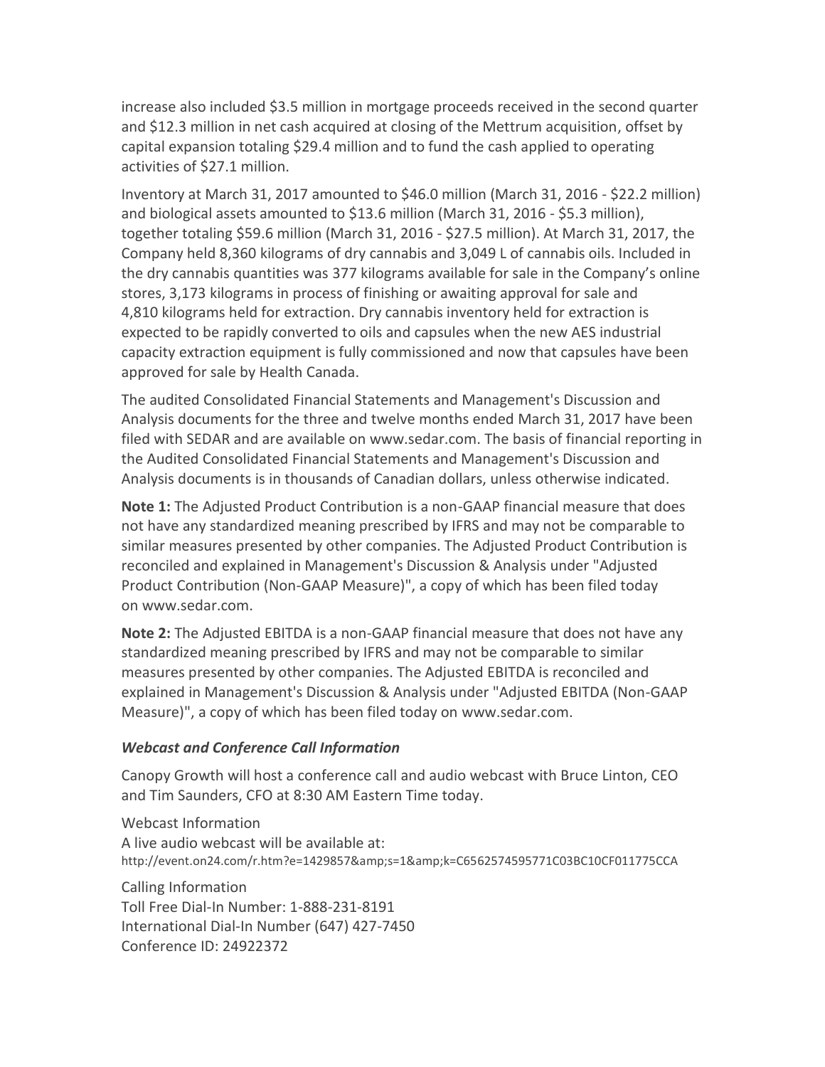increase also included $3.5 million in mortgage proceeds received in the second quarter and $12.3 million in net cash acquired at closing of the Mettrum acquisition, offset by capital expansion totaling $29.4 million and to fund the cash applied to operating activities of $27.1 million.

Inventory at March 31, 2017 amounted to $46.0 million (March 31, 2016 - $22.2 million) and biological assets amounted to $13.6 million (March 31, 2016 - $5.3 million), together totaling $59.6 million (March 31, 2016 - $27.5 million). At March 31, 2017, the Company held 8,360 kilograms of dry cannabis and 3,049 L of cannabis oils. Included in the dry cannabis quantities was 377 kilograms available for sale in the Company's online stores, 3,173 kilograms in process of finishing or awaiting approval for sale and 4,810 kilograms held for extraction. Dry cannabis inventory held for extraction is expected to be rapidly converted to oils and capsules when the new AES industrial capacity extraction equipment is fully commissioned and now that capsules have been approved for sale by Health Canada.

The audited Consolidated Financial Statements and Management's Discussion and Analysis documents for the three and twelve months ended March 31, 2017 have been filed with SEDAR and are available on www.sedar.com. The basis of financial reporting in the Audited Consolidated Financial Statements and Management's Discussion and Analysis documents is in thousands of Canadian dollars, unless otherwise indicated.

**Note 1:** The Adjusted Product Contribution is a non-GAAP financial measure that does not have any standardized meaning prescribed by IFRS and may not be comparable to similar measures presented by other companies. The Adjusted Product Contribution is reconciled and explained in Management's Discussion & Analysis under "Adjusted Product Contribution (Non-GAAP Measure)", a copy of which has been filed today on www.sedar.com.

**Note 2:** The Adjusted EBITDA is a non-GAAP financial measure that does not have any standardized meaning prescribed by IFRS and may not be comparable to similar measures presented by other companies. The Adjusted EBITDA is reconciled and explained in Management's Discussion & Analysis under "Adjusted EBITDA (Non-GAAP Measure)", a copy of which has been filed today on www.sedar.com.

***Webcast and Conference Call Information***

Canopy Growth will host a conference call and audio webcast with Bruce Linton, CEO and Tim Saunders, CFO at 8:30 AM Eastern Time today.

Webcast Information
A live audio webcast will be available at:
http://event.on24.com/r.htm?e=1429857&amp;s=1&amp;k=C6562574595771C03BC10CF011775CCA

Calling Information
Toll Free Dial-In Number: 1-888-231-8191
International Dial-In Number (647) 427-7450
Conference ID: 24922372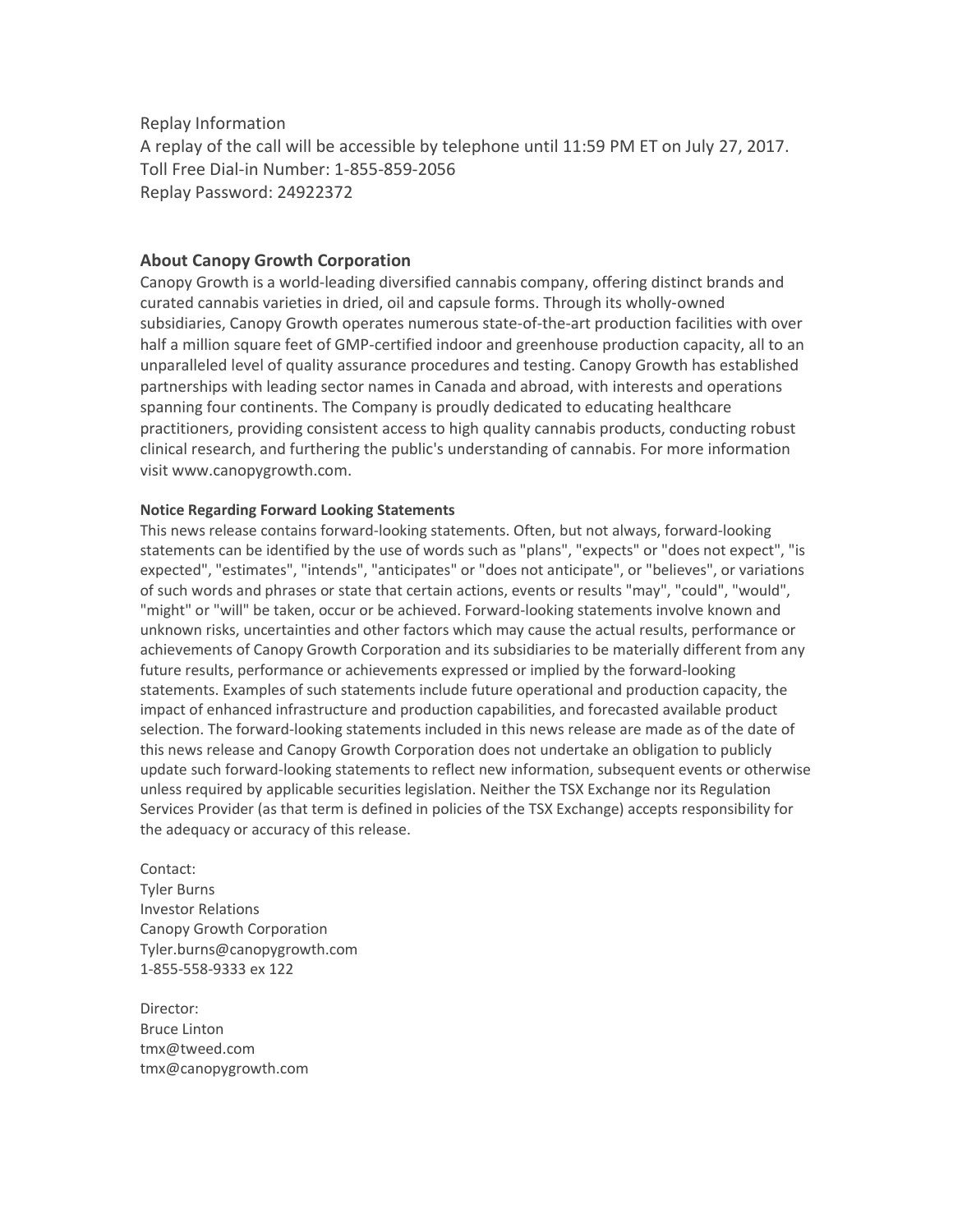Replay Information
A replay of the call will be accessible by telephone until 11:59 PM ET on July 27, 2017.
Toll Free Dial-in Number: 1-855-859-2056
Replay Password: 24922372

### About Canopy Growth Corporation

Canopy Growth is a world-leading diversified cannabis company, offering distinct brands and curated cannabis varieties in dried, oil and capsule forms. Through its wholly-owned subsidiaries, Canopy Growth operates numerous state-of-the-art production facilities with over half a million square feet of GMP-certified indoor and greenhouse production capacity, all to an unparalleled level of quality assurance procedures and testing. Canopy Growth has established partnerships with leading sector names in Canada and abroad, with interests and operations spanning four continents. The Company is proudly dedicated to educating healthcare practitioners, providing consistent access to high quality cannabis products, conducting robust clinical research, and furthering the public's understanding of cannabis. For more information visit www.canopygrowth.com.

**Notice Regarding Forward Looking Statements**

This news release contains forward-looking statements. Often, but not always, forward-looking statements can be identified by the use of words such as "plans", "expects" or "does not expect", "is expected", "estimates", "intends", "anticipates" or "does not anticipate", or "believes", or variations of such words and phrases or state that certain actions, events or results "may", "could", "would", "might" or "will" be taken, occur or be achieved. Forward-looking statements involve known and unknown risks, uncertainties and other factors which may cause the actual results, performance or achievements of Canopy Growth Corporation and its subsidiaries to be materially different from any future results, performance or achievements expressed or implied by the forward-looking statements. Examples of such statements include future operational and production capacity, the impact of enhanced infrastructure and production capabilities, and forecasted available product selection. The forward-looking statements included in this news release are made as of the date of this news release and Canopy Growth Corporation does not undertake an obligation to publicly update such forward-looking statements to reflect new information, subsequent events or otherwise unless required by applicable securities legislation. Neither the TSX Exchange nor its Regulation Services Provider (as that term is defined in policies of the TSX Exchange) accepts responsibility for the adequacy or accuracy of this release.

Contact:
Tyler Burns
Investor Relations
Canopy Growth Corporation
Tyler.burns@canopygrowth.com
1-855-558-9333 ex 122

Director:
Bruce Linton
tmx@tweed.com
tmx@canopygrowth.com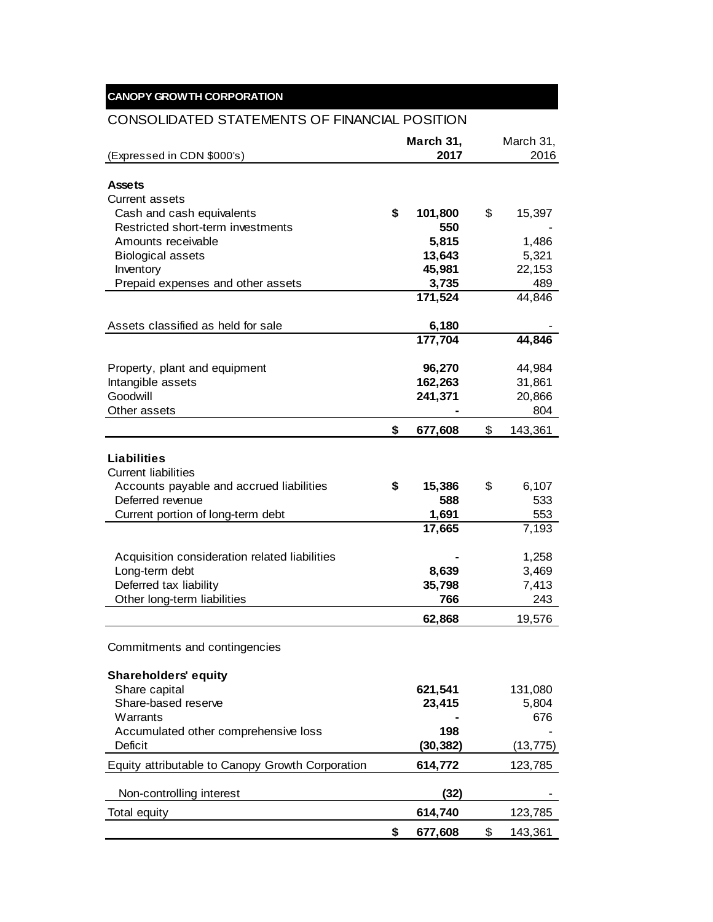**CANOPY GROWTH CORPORATION**

## CONSOLIDATED STATEMENTS OF FINANCIAL POSITION

| (Expressed in CDN $000's) | | March 31, 2017 | | March 31, 2016 |
|---|---|---|---|---|
| **Assets** | | | | |
| Current assets | | | | |
| Cash and cash equivalents | **$** | **101,800** | $ | 15,397 |
| Restricted short-term investments | | **550** | | - |
| Amounts receivable | | **5,815** | | 1,486 |
| Biological assets | | **13,643** | | 5,321 |
| Inventory | | **45,981** | | 22,153 |
| Prepaid expenses and other assets | | **3,735** | | 489 |
| | | **171,524** | | 44,846 |
| Assets classified as held for sale | | **6,180** | | - |
| | | **177,704** | | **44,846** |
| Property, plant and equipment | | **96,270** | | 44,984 |
| Intangible assets | | **162,263** | | 31,861 |
| Goodwill | | **241,371** | | 20,866 |
| Other assets | | **-** | | 804 |
| | **$** | **677,608** | $ | 143,361 |
| **Liabilities** | | | | |
| Current liabilities | | | | |
| Accounts payable and accrued liabilities | **$** | **15,386** | $ | 6,107 |
| Deferred revenue | | **588** | | 533 |
| Current portion of long-term debt | | **1,691** | | 553 |
| | | **17,665** | | 7,193 |
| Acquisition consideration related liabilities | | **-** | | 1,258 |
| Long-term debt | | **8,639** | | 3,469 |
| Deferred tax liability | | **35,798** | | 7,413 |
| Other long-term liabilities | | **766** | | 243 |
| | | **62,868** | | 19,576 |
| Commitments and contingencies | | | | |
| **Shareholders' equity** | | | | |
| Share capital | | **621,541** | | 131,080 |
| Share-based reserve | | **23,415** | | 5,804 |
| Warrants | | **-** | | 676 |
| Accumulated other comprehensive loss | | **198** | | - |
| Deficit | | **(30,382)** | | (13,775) |
| Equity attributable to Canopy Growth Corporation | | **614,772** | | 123,785 |
| Non-controlling interest | | **(32)** | | - |
| Total equity | | **614,740** | | 123,785 |
| | **$** | **677,608** | $ | 143,361 |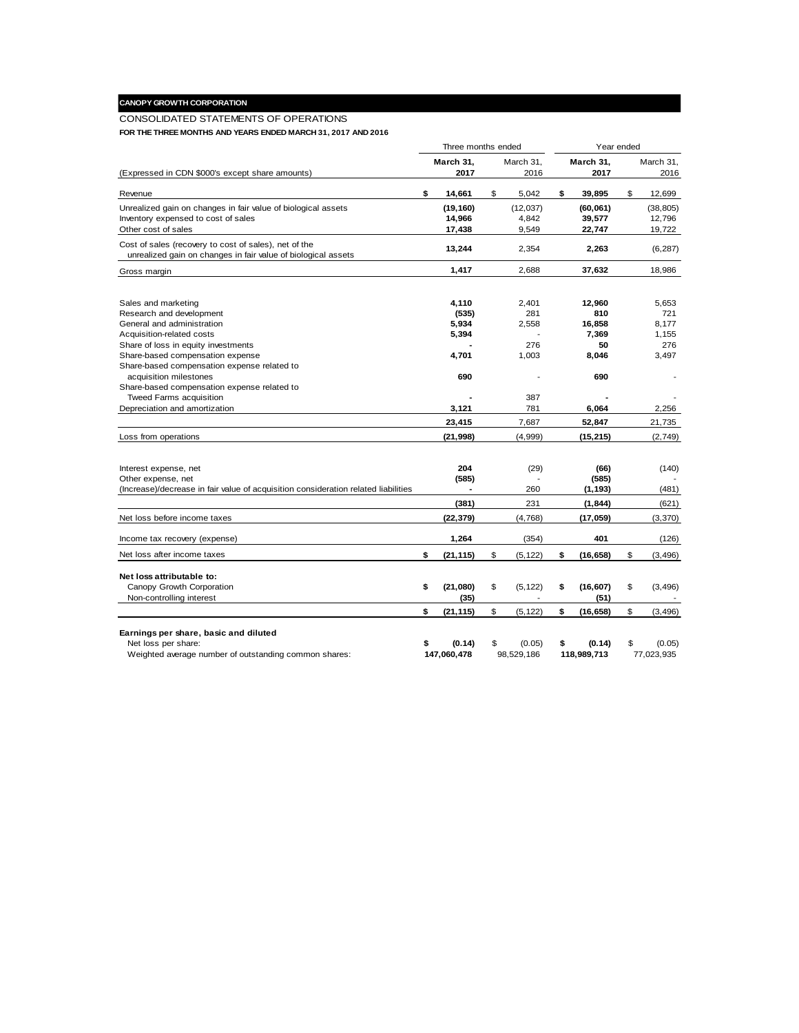**CANOPY GROWTH CORPORATION**

CONSOLIDATED STATEMENTS OF OPERATIONS

**FOR THE THREE MONTHS AND YEARS ENDED MARCH 31, 2017 AND 2016**

| (Expressed in CDN $000's except share amounts) | Three months ended | | Year ended | |
|---|---|---|---|---|
| | **March 31, 2017** | March 31, 2016 | **March 31, 2017** | March 31, 2016 |
| Revenue | **$ 14,661** | $ 5,042 | **$ 39,895** | $ 12,699 |
| Unrealized gain on changes in fair value of biological assets | **(19,160)** | (12,037) | **(60,061)** | (38,805) |
| Inventory expensed to cost of sales | **14,966** | 4,842 | **39,577** | 12,796 |
| Other cost of sales | **17,438** | 9,549 | **22,747** | 19,722 |
| Cost of sales (recovery to cost of sales), net of the unrealized gain on changes in fair value of biological assets | **13,244** | 2,354 | **2,263** | (6,287) |
| Gross margin | **1,417** | 2,688 | **37,632** | 18,986 |
| Sales and marketing | **4,110** | 2,401 | **12,960** | 5,653 |
| Research and development | **(535)** | 281 | **810** | 721 |
| General and administration | **5,934** | 2,558 | **16,858** | 8,177 |
| Acquisition-related costs | **5,394** | - | **7,369** | 1,155 |
| Share of loss in equity investments | **-** | 276 | **50** | 276 |
| Share-based compensation expense | **4,701** | 1,003 | **8,046** | 3,497 |
| Share-based compensation expense related to acquisition milestones | **690** | - | **690** | - |
| Share-based compensation expense related to Tweed Farms acquisition | **-** | 387 | **-** | - |
| Depreciation and amortization | **3,121** | 781 | **6,064** | 2,256 |
| | **23,415** | 7,687 | **52,847** | 21,735 |
| Loss from operations | **(21,998)** | (4,999) | **(15,215)** | (2,749) |
| Interest expense, net | **204** | (29) | **(66)** | (140) |
| Other expense, net | **(585)** | - | **(585)** | - |
| (Increase)/decrease in fair value of acquisition consideration related liabilities | **-** | 260 | **(1,193)** | (481) |
| | **(381)** | 231 | **(1,844)** | (621) |
| Net loss before income taxes | **(22,379)** | (4,768) | **(17,059)** | (3,370) |
| Income tax recovery (expense) | **1,264** | (354) | **401** | (126) |
| Net loss after income taxes | **$ (21,115)** | $ (5,122) | **$ (16,658)** | $ (3,496) |
| **Net loss attributable to:** | | | | |
| Canopy Growth Corporation | **$ (21,080)** | $ (5,122) | **$ (16,607)** | $ (3,496) |
| Non-controlling interest | **(35)** | - | **(51)** | - |
| | **$ (21,115)** | $ (5,122) | **$ (16,658)** | $ (3,496) |
| **Earnings per share, basic and diluted** | | | | |
| Net loss per share: | **$ (0.14)** | $ (0.05) | **$ (0.14)** | $ (0.05) |
| Weighted average number of outstanding common shares: | **147,060,478** | 98,529,186 | **118,989,713** | 77,023,935 |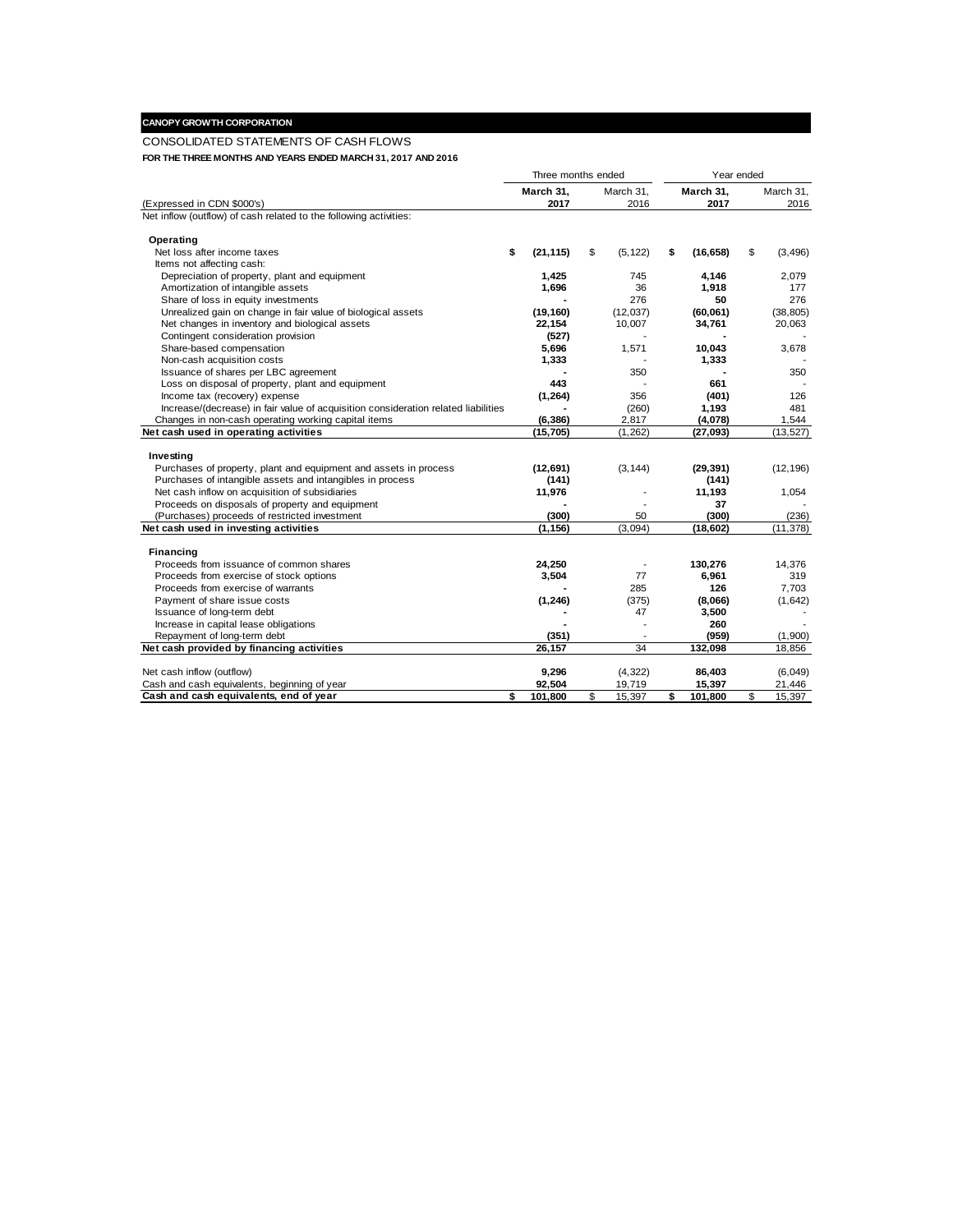**CANOPY GROWTH CORPORATION**

CONSOLIDATED STATEMENTS OF CASH FLOWS

**FOR THE THREE MONTHS AND YEARS ENDED MARCH 31, 2017 AND 2016**

| | Three months ended | | Year ended | |
|---|---|---|---|---|
| (Expressed in CDN $000's) | **March 31, 2017** | March 31, 2016 | **March 31, 2017** | March 31, 2016 |
| Net inflow (outflow) of cash related to the following activities: | | | | |
| **Operating** | | | | |
| Net loss after income taxes | **$ (21,115)** | $ (5,122) | **$ (16,658)** | $ (3,496) |
| Items not affecting cash: | | | | |
| Depreciation of property, plant and equipment | **1,425** | 745 | **4,146** | 2,079 |
| Amortization of intangible assets | **1,696** | 36 | **1,918** | 177 |
| Share of loss in equity investments | **-** | 276 | **50** | 276 |
| Unrealized gain on change in fair value of biological assets | **(19,160)** | (12,037) | **(60,061)** | (38,805) |
| Net changes in inventory and biological assets | **22,154** | 10,007 | **34,761** | 20,063 |
| Contingent consideration provision | **(527)** | - | **-** | - |
| Share-based compensation | **5,696** | 1,571 | **10,043** | 3,678 |
| Non-cash acquisition costs | **1,333** | - | **1,333** | - |
| Issuance of shares per LBC agreement | **-** | 350 | **-** | 350 |
| Loss on disposal of property, plant and equipment | **443** | - | **661** | - |
| Income tax (recovery) expense | **(1,264)** | 356 | **(401)** | 126 |
| Increase/(decrease) in fair value of acquisition consideration related liabilities | **-** | (260) | **1,193** | 481 |
| Changes in non-cash operating working capital items | **(6,386)** | 2,817 | **(4,078)** | 1,544 |
| **Net cash used in operating activities** | **(15,705)** | (1,262) | **(27,093)** | (13,527) |
| **Investing** | | | | |
| Purchases of property, plant and equipment and assets in process | **(12,691)** | (3,144) | **(29,391)** | (12,196) |
| Purchases of intangible assets and intangibles in process | **(141)** | | **(141)** | |
| Net cash inflow on acquisition of subsidiaries | **11,976** | - | **11,193** | 1,054 |
| Proceeds on disposals of property and equipment | **-** | - | **37** | - |
| (Purchases) proceeds of restricted investment | **(300)** | 50 | **(300)** | (236) |
| **Net cash used in investing activities** | **(1,156)** | (3,094) | **(18,602)** | (11,378) |
| **Financing** | | | | |
| Proceeds from issuance of common shares | **24,250** | - | **130,276** | 14,376 |
| Proceeds from exercise of stock options | **3,504** | 77 | **6,961** | 319 |
| Proceeds from exercise of warrants | **-** | 285 | **126** | 7,703 |
| Payment of share issue costs | **(1,246)** | (375) | **(8,066)** | (1,642) |
| Issuance of long-term debt | **-** | 47 | **3,500** | - |
| Increase in capital lease obligations | **-** | - | **260** | - |
| Repayment of long-term debt | **(351)** | - | **(959)** | (1,900) |
| **Net cash provided by financing activities** | **26,157** | 34 | **132,098** | 18,856 |
| Net cash inflow (outflow) | **9,296** | (4,322) | **86,403** | (6,049) |
| Cash and cash equivalents, beginning of year | **92,504** | 19,719 | **15,397** | 21,446 |
| **Cash and cash equivalents, end of year** | **$ 101,800** | $ 15,397 | **$ 101,800** | $ 15,397 |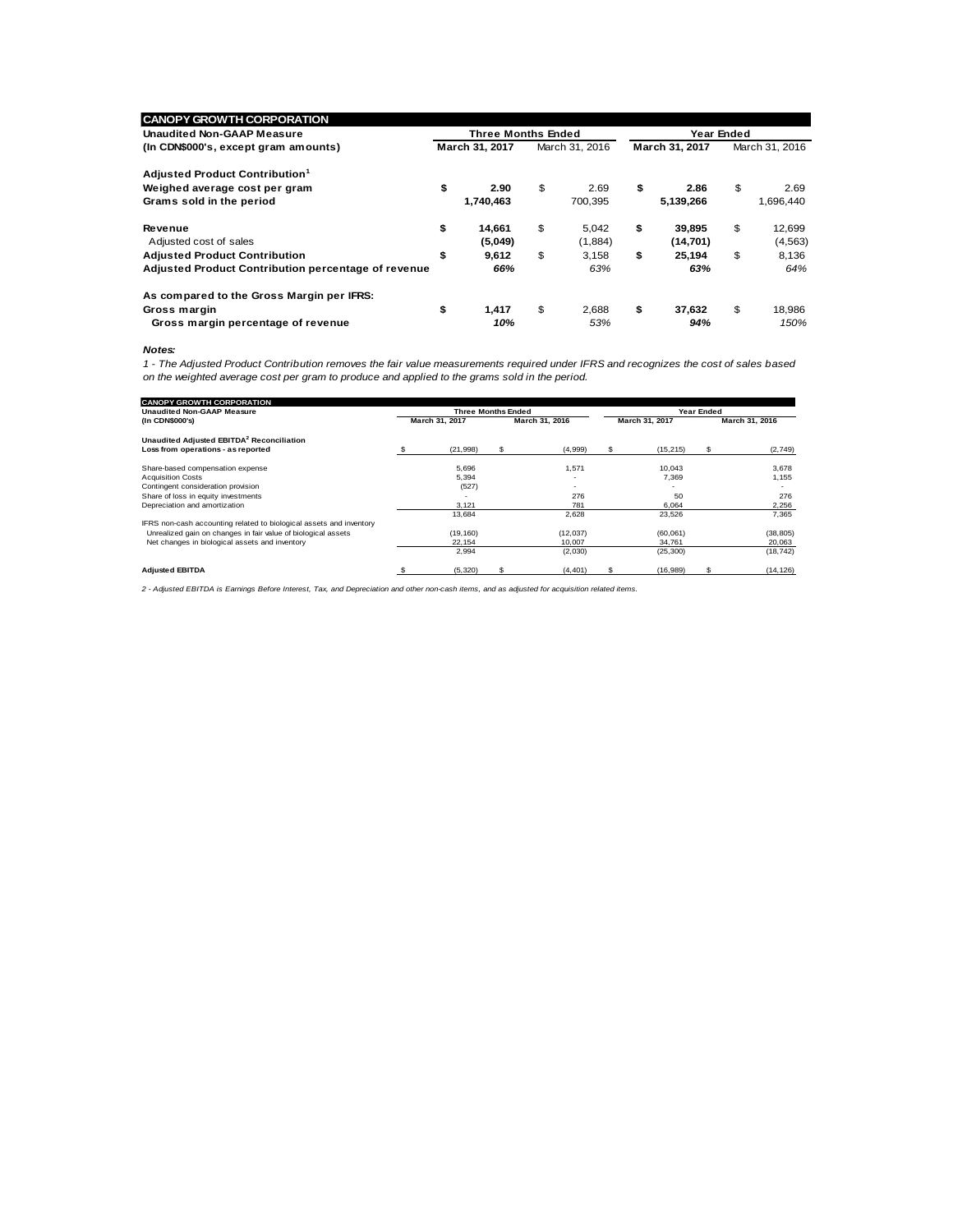| CANOPY GROWTH CORPORATION | | | | |
|---|---|---|---|---|
| Unaudited Non-GAAP Measure | Three Months Ended | | Year Ended | |
| (In CDN$000's, except gram amounts) | **March 31, 2017** | March 31, 2016 | **March 31, 2017** | March 31, 2016 |
| **Adjusted Product Contribution[1]** | | | | |
| **Weighed average cost per gram** | **$ 2.90** | $ 2.69 | **$ 2.86** | $ 2.69 |
| **Grams sold in the period** | **1,740,463** | 700,395 | **5,139,266** | 1,696,440 |
| **Revenue** | **$ 14,661** | $ 5,042 | **$ 39,895** | $ 12,699 |
| Adjusted cost of sales | **(5,049)** | (1,884) | **(14,701)** | (4,563) |
| **Adjusted Product Contribution** | **$ 9,612** | $ 3,158 | **$ 25,194** | $ 8,136 |
| **Adjusted Product Contribution percentage of revenue** | ***66%*** | *63%* | ***63%*** | *64%* |
| **As compared to the Gross Margin per IFRS:** | | | | |
| **Gross margin** | **$ 1,417** | $ 2,688 | **$ 37,632** | $ 18,986 |
| **Gross margin percentage of revenue** | ***10%*** | *53%* | ***94%*** | *150%* |

***Notes:***

*1 - The Adjusted Product Contribution removes the fair value measurements required under IFRS and recognizes the cost of sales based on the weighted average cost per gram to produce and applied to the grams sold in the period.*

| CANOPY GROWTH CORPORATION | | | | |
|---|---|---|---|---|
| **Unaudited Non-GAAP Measure** | **Three Months Ended** | | **Year Ended** | |
| **(In CDN$000's)** | **March 31, 2017** | **March 31, 2016** | **March 31, 2017** | **March 31, 2016** |
| **Unaudited Adjusted EBITDA[2] Reconciliation** | | | | |
| **Loss from operations - as reported** | $ (21,998) | $ (4,999) | $ (15,215) | $ (2,749) |
| Share-based compensation expense | 5,696 | 1,571 | 10,043 | 3,678 |
| Acquisition Costs | 5,394 | - | 7,369 | 1,155 |
| Contingent consideration provision | (527) | - | - | - |
| Share of loss in equity investments | - | 276 | 50 | 276 |
| Depreciation and amortization | 3,121 | 781 | 6,064 | 2,256 |
| | 13,684 | 2,628 | 23,526 | 7,365 |
| IFRS non-cash accounting related to biological assets and inventory | | | | |
| Unrealized gain on changes in fair value of biological assets | (19,160) | (12,037) | (60,061) | (38,805) |
| Net changes in biological assets and inventory | 22,154 | 10,007 | 34,761 | 20,063 |
| | 2,994 | (2,030) | (25,300) | (18,742) |
| **Adjusted EBITDA** | $ (5,320) | $ (4,401) | $ (16,989) | $ (14,126) |

*2 - Adjusted EBITDA is Earnings Before Interest, Tax, and Depreciation and other non-cash items, and as adjusted for acquisition related items.*